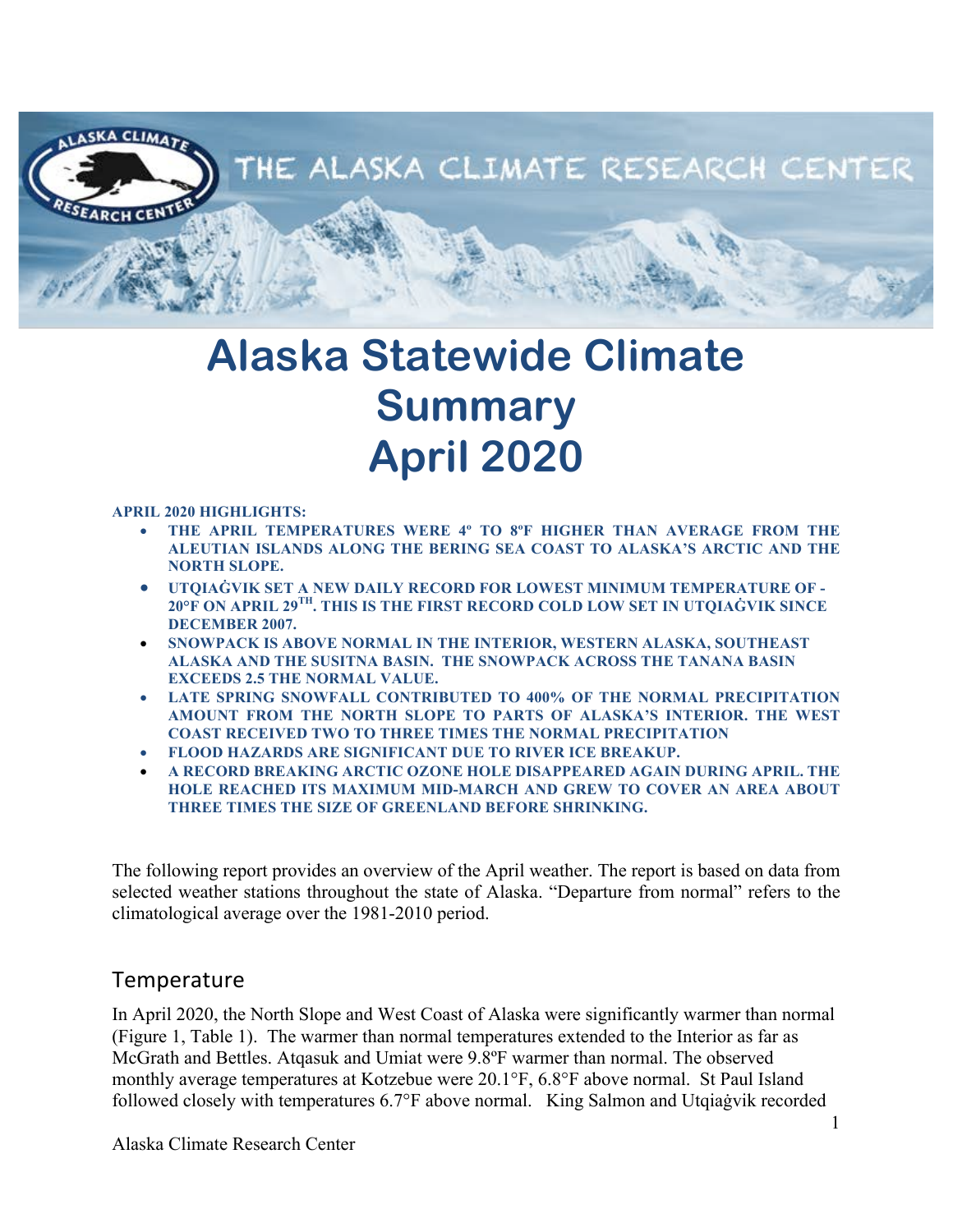# Alaska Statewide Climate Summary April 2020

**APRIL 2020 HIGHLIGHTS:**

- **THE APRIL TEMPERATURES WERE 4º TO 8ºF HIGHER THAN AVERAGE FROM THE ALEUTIAN ISLANDS ALONG THE BERING SEA COAST TO ALASKA'S ARCTIC AND THE NORTH SLOPE.**
- **UTQIAĠVIK SET A NEW DAILY RECORD FOR LOWEST MINIMUM TEMPERATURE OF -20°F ON APRIL 29TH. THIS IS THE FIRST RECORD COLD LOW SET IN UTQIAĠVIK SINCE DECEMBER 2007.**
- **SNOWPACK IS ABOVE NORMAL IN THE INTERIOR, WESTERN ALASKA, SOUTHEAST ALASKA AND THE SUSITNA BASIN. THE SNOWPACK ACROSS THE TANANA BASIN EXCEEDS 2.5 THE NORMAL VALUE.**
- **LATE SPRING SNOWFALL CONTRIBUTED TO 400% OF THE NORMAL PRECIPITATION AMOUNT FROM THE NORTH SLOPE TO PARTS OF ALASKA'S INTERIOR. THE WEST COAST RECEIVED TWO TO THREE TIMES THE NORMAL PRECIPITATION**
- **FLOOD HAZARDS ARE SIGNIFICANT DUE TO RIVER ICE BREAKUP.**
- **A RECORD BREAKING ARCTIC OZONE HOLE DISAPPEARED AGAIN DURING APRIL. THE HOLE REACHED ITS MAXIMUM MID-MARCH AND GREW TO COVER AN AREA ABOUT THREE TIMES THE SIZE OF GREENLAND BEFORE SHRINKING.**

The following report provides an overview of the April weather. The report is based on data from selected weather stations throughout the state of Alaska. "Departure from normal" refers to the climatological average over the 1981-2010 period.

## Temperature

In April 2020, the North Slope and West Coast of Alaska were significantly warmer than normal (Figure 1, Table 1). The warmer than normal temperatures extended to the Interior as far as McGrath and Bettles. Atqasuk and Umiat were 9.8ºF warmer than normal. The observed monthly average temperatures at Kotzebue were 20.1°F, 6.8°F above normal. St Paul Island followed closely with temperatures 6.7°F above normal. King Salmon and Utqiaġvik recorded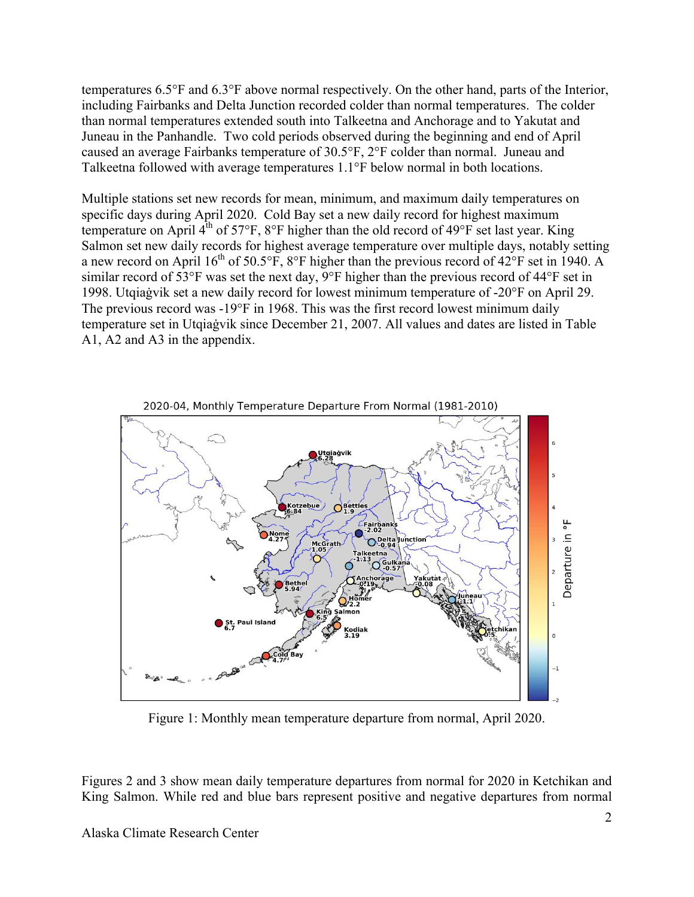temperatures 6.5°F and 6.3°F above normal respectively. On the other hand, parts of the Interior, including Fairbanks and Delta Junction recorded colder than normal temperatures. The colder than normal temperatures extended south into Talkeetna and Anchorage and to Yakutat and Juneau in the Panhandle. Two cold periods observed during the beginning and end of April caused an average Fairbanks temperature of 30.5°F, 2°F colder than normal. Juneau and Talkeetna followed with average temperatures 1.1°F below normal in both locations.

Multiple stations set new records for mean, minimum, and maximum daily temperatures on specific days during April 2020. Cold Bay set a new daily record for highest maximum temperature on April 4th of 57°F, 8°F higher than the old record of 49°F set last year. King Salmon set new daily records for highest average temperature over multiple days, notably setting a new record on April 16th of 50.5°F, 8°F higher than the previous record of 42°F set in 1940. A similar record of 53°F was set the next day, 9°F higher than the previous record of 44°F set in 1998. Utqiaġvik set a new daily record for lowest minimum temperature of -20°F on April 29. The previous record was -19°F in 1968. This was the first record lowest minimum daily temperature set in Utqiaġvik since December 21, 2007. All values and dates are listed in Table A1, A2 and A3 in the appendix.

Figure 1: Monthly mean temperature departure from normal, April 2020.

Figures 2 and 3 show mean daily temperature departures from normal for 2020 in Ketchikan and King Salmon. While red and blue bars represent positive and negative departures from normal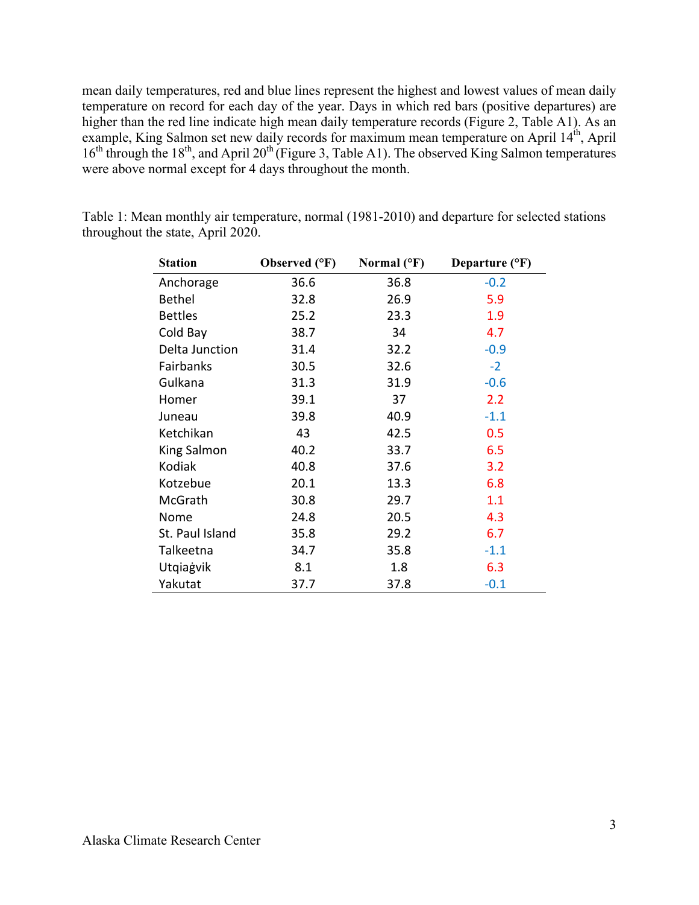mean daily temperatures, red and blue lines represent the highest and lowest values of mean daily temperature on record for each day of the year. Days in which red bars (positive departures) are higher than the red line indicate high mean daily temperature records (Figure 2, Table A1). As an example, King Salmon set new daily records for maximum mean temperature on April 14th, April 16th through the 18th, and April 20th (Figure 3, Table A1). The observed King Salmon temperatures were above normal except for 4 days throughout the month.

Table 1: Mean monthly air temperature, normal (1981-2010) and departure for selected stations throughout the state, April 2020.

| Station | Observed (°F) | Normal (°F) | Departure (°F) |
|---|---|---|---|
| Anchorage | 36.6 | 36.8 | -0.2 |
| Bethel | 32.8 | 26.9 | 5.9 |
| Bettles | 25.2 | 23.3 | 1.9 |
| Cold Bay | 38.7 | 34 | 4.7 |
| Delta Junction | 31.4 | 32.2 | -0.9 |
| Fairbanks | 30.5 | 32.6 | -2 |
| Gulkana | 31.3 | 31.9 | -0.6 |
| Homer | 39.1 | 37 | 2.2 |
| Juneau | 39.8 | 40.9 | -1.1 |
| Ketchikan | 43 | 42.5 | 0.5 |
| King Salmon | 40.2 | 33.7 | 6.5 |
| Kodiak | 40.8 | 37.6 | 3.2 |
| Kotzebue | 20.1 | 13.3 | 6.8 |
| McGrath | 30.8 | 29.7 | 1.1 |
| Nome | 24.8 | 20.5 | 4.3 |
| St. Paul Island | 35.8 | 29.2 | 6.7 |
| Talkeetna | 34.7 | 35.8 | -1.1 |
| Utqiaġvik | 8.1 | 1.8 | 6.3 |
| Yakutat | 37.7 | 37.8 | -0.1 |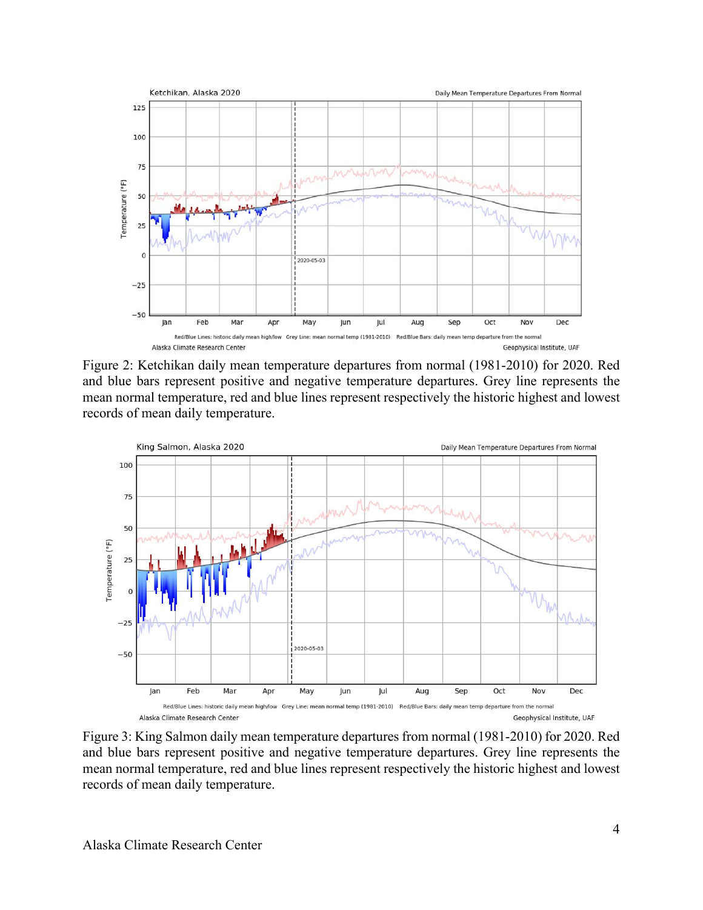Figure 2: Ketchikan daily mean temperature departures from normal (1981-2010) for 2020. Red and blue bars represent positive and negative temperature departures. Grey line represents the mean normal temperature, red and blue lines represent respectively the historic highest and lowest records of mean daily temperature.

Figure 3: King Salmon daily mean temperature departures from normal (1981-2010) for 2020. Red and blue bars represent positive and negative temperature departures. Grey line represents the mean normal temperature, red and blue lines represent respectively the historic highest and lowest records of mean daily temperature.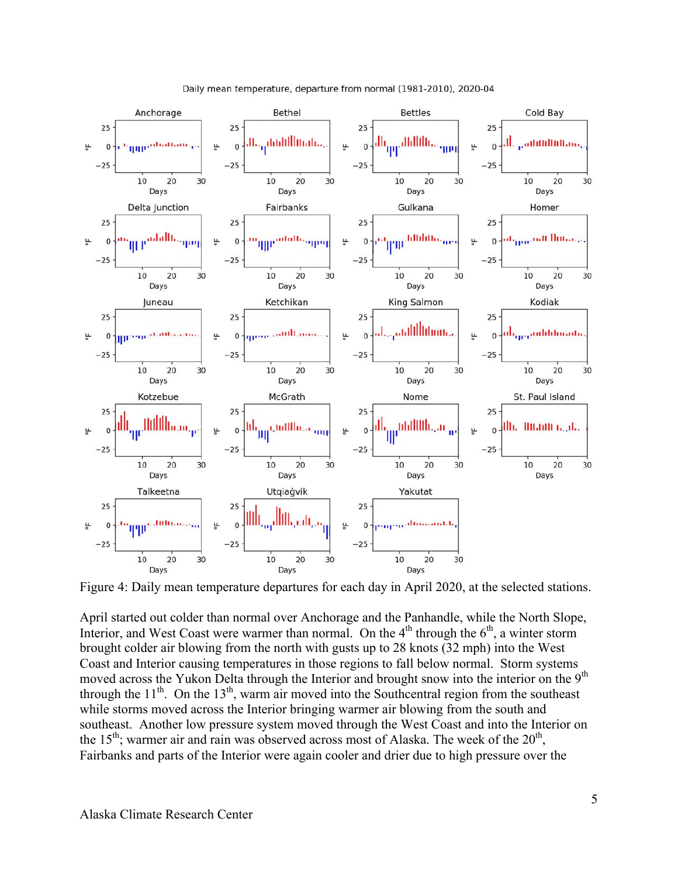Daily mean temperature, departure from normal (1981-2010), 2020-04

Figure 4: Daily mean temperature departures for each day in April 2020, at the selected stations.

April started out colder than normal over Anchorage and the Panhandle, while the North Slope, Interior, and West Coast were warmer than normal. On the 4th through the 6th, a winter storm brought colder air blowing from the north with gusts up to 28 knots (32 mph) into the West Coast and Interior causing temperatures in those regions to fall below normal. Storm systems moved across the Yukon Delta through the Interior and brought snow into the interior on the 9th through the 11th. On the 13th, warm air moved into the Southcentral region from the southeast while storms moved across the Interior bringing warmer air blowing from the south and southeast. Another low pressure system moved through the West Coast and into the Interior on the 15th; warmer air and rain was observed across most of Alaska. The week of the 20th, Fairbanks and parts of the Interior were again cooler and drier due to high pressure over the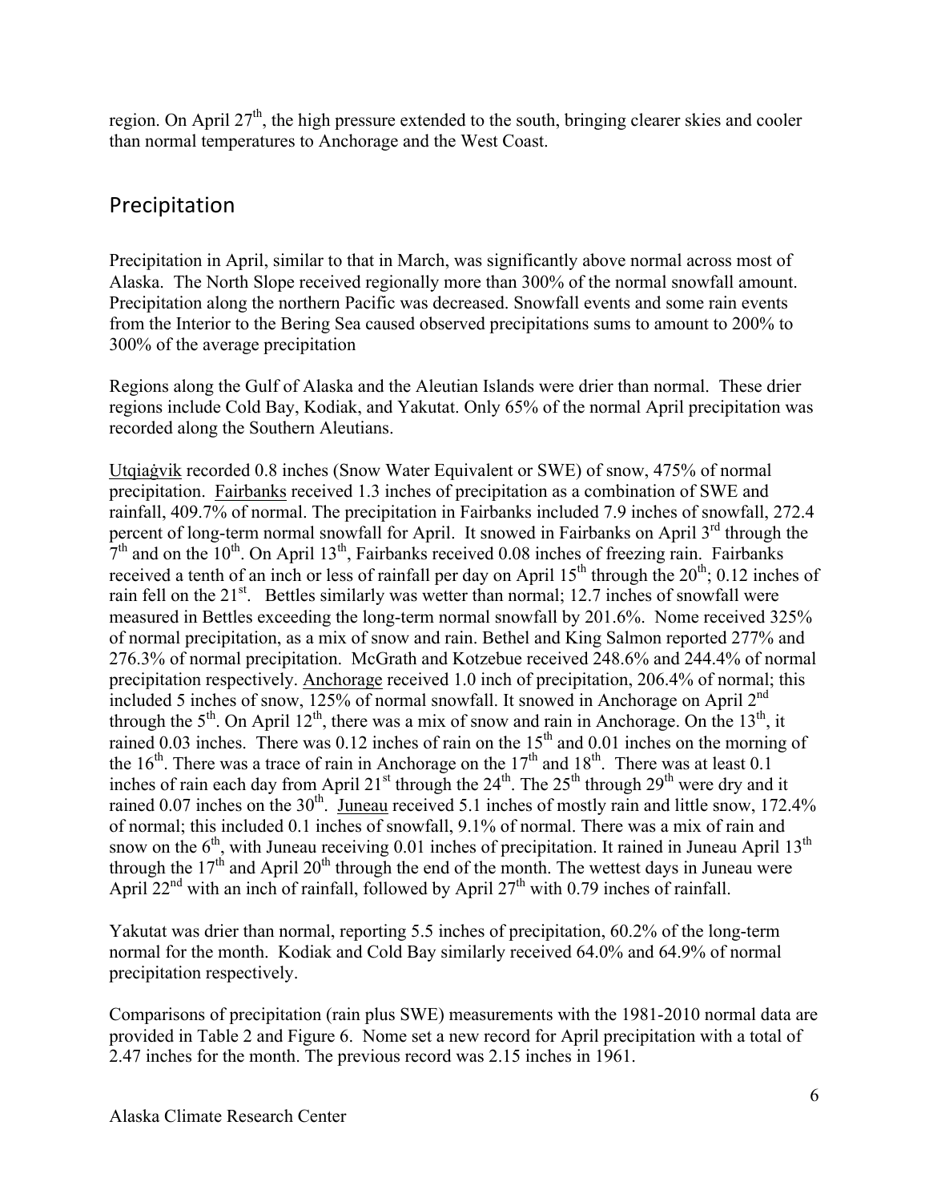region. On April 27th, the high pressure extended to the south, bringing clearer skies and cooler than normal temperatures to Anchorage and the West Coast.

## Precipitation

Precipitation in April, similar to that in March, was significantly above normal across most of Alaska. The North Slope received regionally more than 300% of the normal snowfall amount. Precipitation along the northern Pacific was decreased. Snowfall events and some rain events from the Interior to the Bering Sea caused observed precipitations sums to amount to 200% to 300% of the average precipitation

Regions along the Gulf of Alaska and the Aleutian Islands were drier than normal. These drier regions include Cold Bay, Kodiak, and Yakutat. Only 65% of the normal April precipitation was recorded along the Southern Aleutians.

Utqiaġvik recorded 0.8 inches (Snow Water Equivalent or SWE) of snow, 475% of normal precipitation. Fairbanks received 1.3 inches of precipitation as a combination of SWE and rainfall, 409.7% of normal. The precipitation in Fairbanks included 7.9 inches of snowfall, 272.4 percent of long-term normal snowfall for April. It snowed in Fairbanks on April 3rd through the 7th and on the 10th. On April 13th, Fairbanks received 0.08 inches of freezing rain. Fairbanks received a tenth of an inch or less of rainfall per day on April 15th through the 20th; 0.12 inches of rain fell on the 21st. Bettles similarly was wetter than normal; 12.7 inches of snowfall were measured in Bettles exceeding the long-term normal snowfall by 201.6%. Nome received 325% of normal precipitation, as a mix of snow and rain. Bethel and King Salmon reported 277% and 276.3% of normal precipitation. McGrath and Kotzebue received 248.6% and 244.4% of normal precipitation respectively. Anchorage received 1.0 inch of precipitation, 206.4% of normal; this included 5 inches of snow, 125% of normal snowfall. It snowed in Anchorage on April 2nd through the 5th. On April 12th, there was a mix of snow and rain in Anchorage. On the 13th, it rained 0.03 inches. There was 0.12 inches of rain on the 15th and 0.01 inches on the morning of the 16th. There was a trace of rain in Anchorage on the 17th and 18th. There was at least 0.1 inches of rain each day from April 21st through the 24th. The 25th through 29th were dry and it rained 0.07 inches on the 30th. Juneau received 5.1 inches of mostly rain and little snow, 172.4% of normal; this included 0.1 inches of snowfall, 9.1% of normal. There was a mix of rain and snow on the 6th, with Juneau receiving 0.01 inches of precipitation. It rained in Juneau April 13th through the 17th and April 20th through the end of the month. The wettest days in Juneau were April 22nd with an inch of rainfall, followed by April 27th with 0.79 inches of rainfall.

Yakutat was drier than normal, reporting 5.5 inches of precipitation, 60.2% of the long-term normal for the month. Kodiak and Cold Bay similarly received 64.0% and 64.9% of normal precipitation respectively.

Comparisons of precipitation (rain plus SWE) measurements with the 1981-2010 normal data are provided in Table 2 and Figure 6. Nome set a new record for April precipitation with a total of 2.47 inches for the month. The previous record was 2.15 inches in 1961.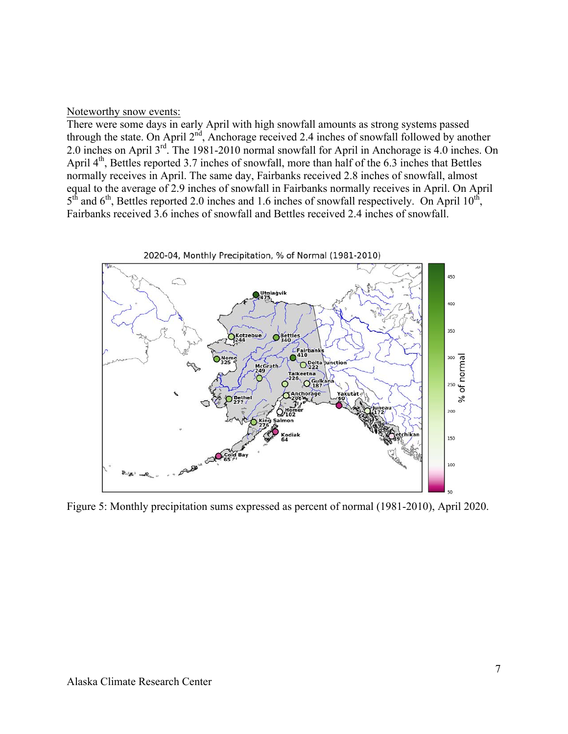Noteworthy snow events:

There were some days in early April with high snowfall amounts as strong systems passed through the state. On April 2nd, Anchorage received 2.4 inches of snowfall followed by another 2.0 inches on April 3rd. The 1981-2010 normal snowfall for April in Anchorage is 4.0 inches. On April 4th, Bettles reported 3.7 inches of snowfall, more than half of the 6.3 inches that Bettles normally receives in April. The same day, Fairbanks received 2.8 inches of snowfall, almost equal to the average of 2.9 inches of snowfall in Fairbanks normally receives in April. On April 5th and 6th, Bettles reported 2.0 inches and 1.6 inches of snowfall respectively. On April 10th, Fairbanks received 3.6 inches of snowfall and Bettles received 2.4 inches of snowfall.

Figure 5: Monthly precipitation sums expressed as percent of normal (1981-2010), April 2020.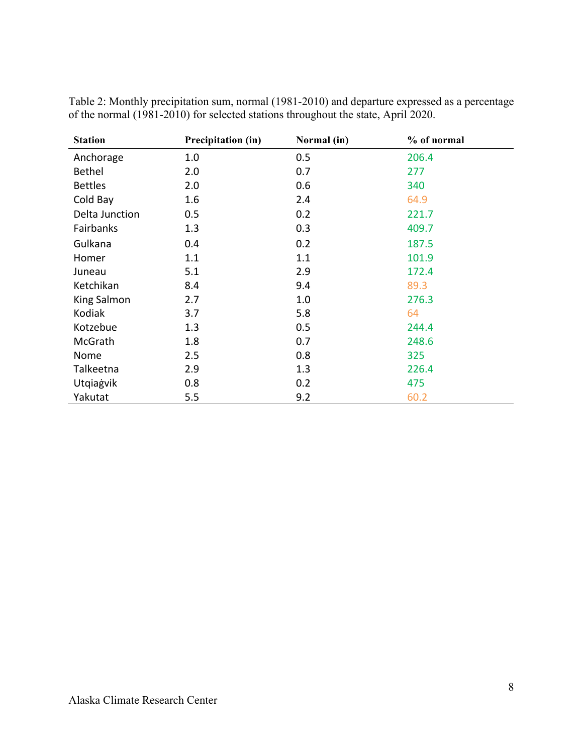Table 2: Monthly precipitation sum, normal (1981-2010) and departure expressed as a percentage of the normal (1981-2010) for selected stations throughout the state, April 2020.

| Station | Precipitation (in) | Normal (in) | % of normal |
|---|---|---|---|
| Anchorage | 1.0 | 0.5 | 206.4 |
| Bethel | 2.0 | 0.7 | 277 |
| Bettles | 2.0 | 0.6 | 340 |
| Cold Bay | 1.6 | 2.4 | 64.9 |
| Delta Junction | 0.5 | 0.2 | 221.7 |
| Fairbanks | 1.3 | 0.3 | 409.7 |
| Gulkana | 0.4 | 0.2 | 187.5 |
| Homer | 1.1 | 1.1 | 101.9 |
| Juneau | 5.1 | 2.9 | 172.4 |
| Ketchikan | 8.4 | 9.4 | 89.3 |
| King Salmon | 2.7 | 1.0 | 276.3 |
| Kodiak | 3.7 | 5.8 | 64 |
| Kotzebue | 1.3 | 0.5 | 244.4 |
| McGrath | 1.8 | 0.7 | 248.6 |
| Nome | 2.5 | 0.8 | 325 |
| Talkeetna | 2.9 | 1.3 | 226.4 |
| Utqiaġvik | 0.8 | 0.2 | 475 |
| Yakutat | 5.5 | 9.2 | 60.2 |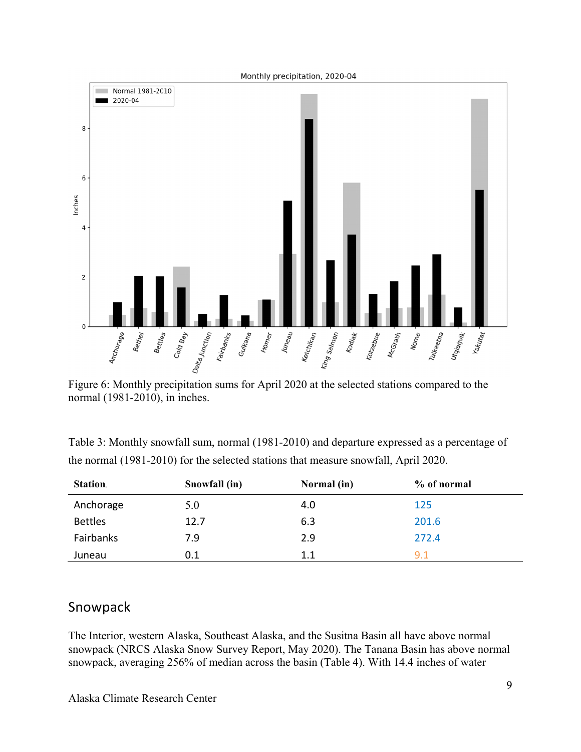Figure 6: Monthly precipitation sums for April 2020 at the selected stations compared to the normal (1981-2010), in inches.

Table 3: Monthly snowfall sum, normal (1981-2010) and departure expressed as a percentage of the normal (1981-2010) for the selected stations that measure snowfall, April 2020.

| Station | Snowfall (in) | Normal (in) | % of normal |
|---|---|---|---|
| Anchorage | 5.0 | 4.0 | 125 |
| Bettles | 12.7 | 6.3 | 201.6 |
| Fairbanks | 7.9 | 2.9 | 272.4 |
| Juneau | 0.1 | 1.1 | 9.1 |

## Snowpack

The Interior, western Alaska, Southeast Alaska, and the Susitna Basin all have above normal snowpack (NRCS Alaska Snow Survey Report, May 2020). The Tanana Basin has above normal snowpack, averaging 256% of median across the basin (Table 4). With 14.4 inches of water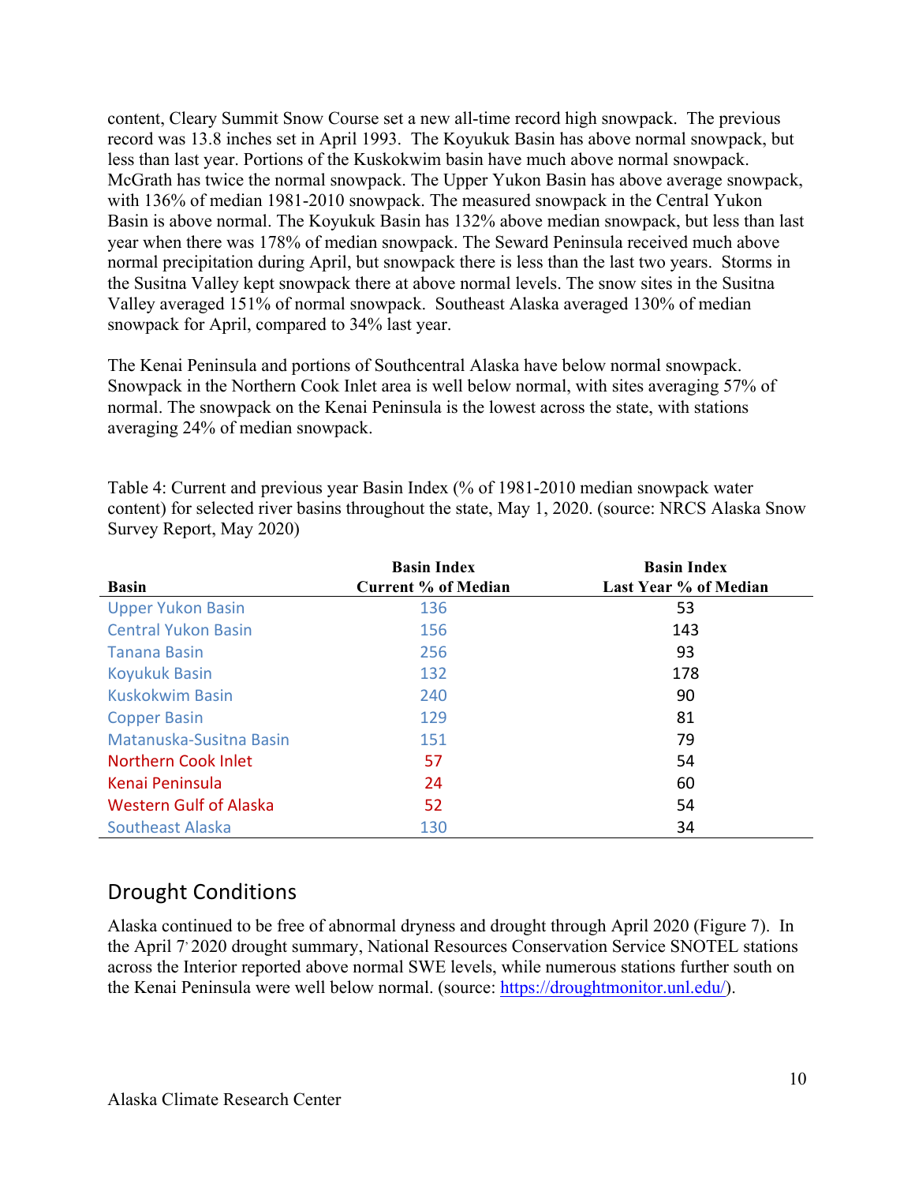content, Cleary Summit Snow Course set a new all-time record high snowpack. The previous record was 13.8 inches set in April 1993. The Koyukuk Basin has above normal snowpack, but less than last year. Portions of the Kuskokwim basin have much above normal snowpack. McGrath has twice the normal snowpack. The Upper Yukon Basin has above average snowpack, with 136% of median 1981-2010 snowpack. The measured snowpack in the Central Yukon Basin is above normal. The Koyukuk Basin has 132% above median snowpack, but less than last year when there was 178% of median snowpack. The Seward Peninsula received much above normal precipitation during April, but snowpack there is less than the last two years. Storms in the Susitna Valley kept snowpack there at above normal levels. The snow sites in the Susitna Valley averaged 151% of normal snowpack. Southeast Alaska averaged 130% of median snowpack for April, compared to 34% last year.

The Kenai Peninsula and portions of Southcentral Alaska have below normal snowpack. Snowpack in the Northern Cook Inlet area is well below normal, with sites averaging 57% of normal. The snowpack on the Kenai Peninsula is the lowest across the state, with stations averaging 24% of median snowpack.

Table 4: Current and previous year Basin Index (% of 1981-2010 median snowpack water content) for selected river basins throughout the state, May 1, 2020. (source: NRCS Alaska Snow Survey Report, May 2020)

| Basin | Basin Index Current % of Median | Basin Index Last Year % of Median |
|---|---|---|
| Upper Yukon Basin | 136 | 53 |
| Central Yukon Basin | 156 | 143 |
| Tanana Basin | 256 | 93 |
| Koyukuk Basin | 132 | 178 |
| Kuskokwim Basin | 240 | 90 |
| Copper Basin | 129 | 81 |
| Matanuska-Susitna Basin | 151 | 79 |
| Northern Cook Inlet | 57 | 54 |
| Kenai Peninsula | 24 | 60 |
| Western Gulf of Alaska | 52 | 54 |
| Southeast Alaska | 130 | 34 |

## Drought Conditions

Alaska continued to be free of abnormal dryness and drought through April 2020 (Figure 7). In the April 7, 2020 drought summary, National Resources Conservation Service SNOTEL stations across the Interior reported above normal SWE levels, while numerous stations further south on the Kenai Peninsula were well below normal. (source: https://droughtmonitor.unl.edu/).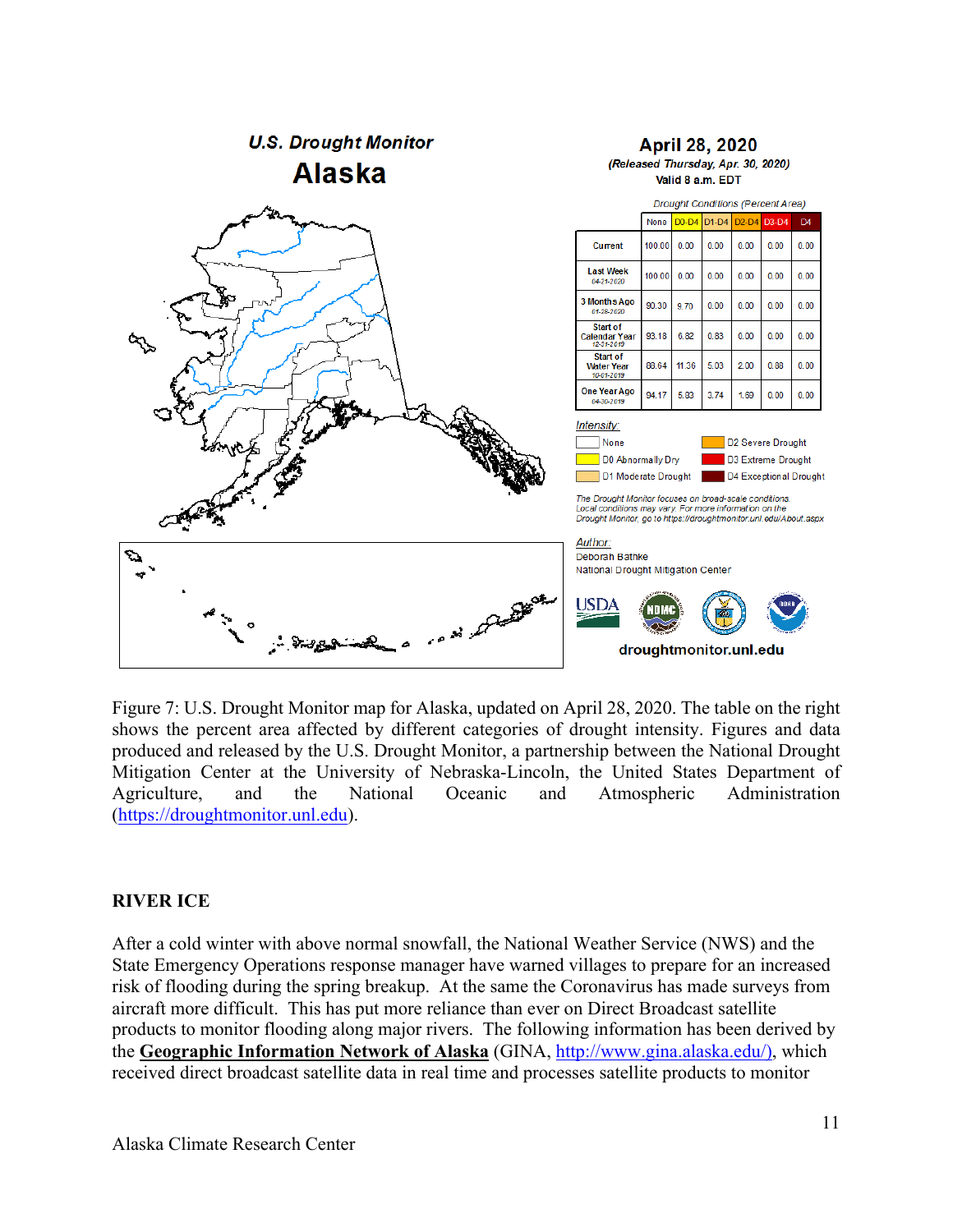Figure 7: U.S. Drought Monitor map for Alaska, updated on April 28, 2020. The table on the right shows the percent area affected by different categories of drought intensity. Figures and data produced and released by the U.S. Drought Monitor, a partnership between the National Drought Mitigation Center at the University of Nebraska-Lincoln, the United States Department of Agriculture, and the National Oceanic and Atmospheric Administration (https://droughtmonitor.unl.edu).

## RIVER ICE

After a cold winter with above normal snowfall, the National Weather Service (NWS) and the State Emergency Operations response manager have warned villages to prepare for an increased risk of flooding during the spring breakup. At the same the Coronavirus has made surveys from aircraft more difficult. This has put more reliance than ever on Direct Broadcast satellite products to monitor flooding along major rivers. The following information has been derived by the **Geographic Information Network of Alaska** (GINA, http://www.gina.alaska.edu/), which received direct broadcast satellite data in real time and processes satellite products to monitor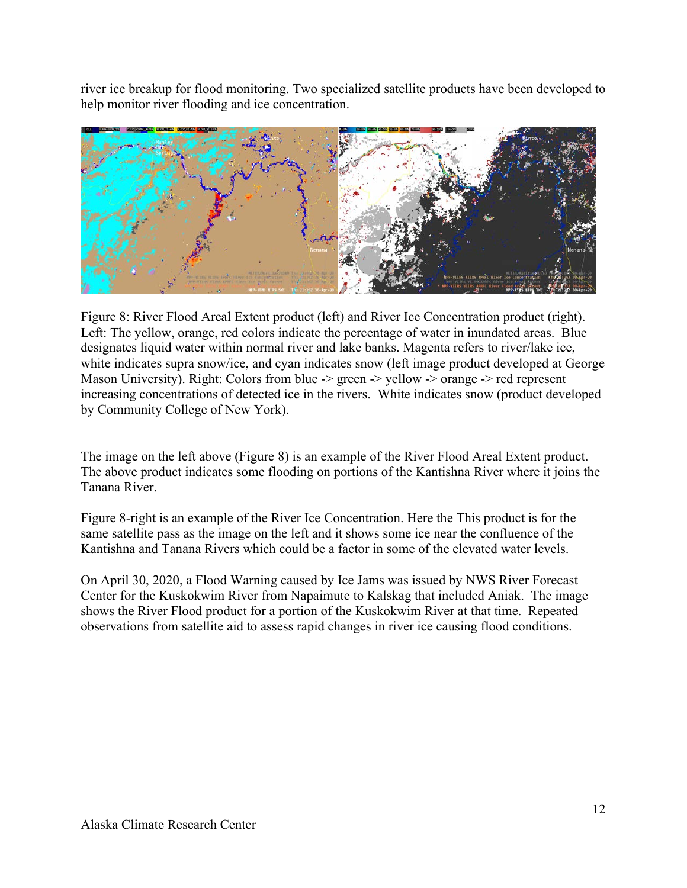river ice breakup for flood monitoring. Two specialized satellite products have been developed to help monitor river flooding and ice concentration.

Figure 8: River Flood Areal Extent product (left) and River Ice Concentration product (right). Left: The yellow, orange, red colors indicate the percentage of water in inundated areas. Blue designates liquid water within normal river and lake banks. Magenta refers to river/lake ice, white indicates supra snow/ice, and cyan indicates snow (left image product developed at George Mason University). Right: Colors from blue -> green -> yellow -> orange -> red represent increasing concentrations of detected ice in the rivers. White indicates snow (product developed by Community College of New York).

The image on the left above (Figure 8) is an example of the River Flood Areal Extent product. The above product indicates some flooding on portions of the Kantishna River where it joins the Tanana River.

Figure 8-right is an example of the River Ice Concentration. Here the This product is for the same satellite pass as the image on the left and it shows some ice near the confluence of the Kantishna and Tanana Rivers which could be a factor in some of the elevated water levels.

On April 30, 2020, a Flood Warning caused by Ice Jams was issued by NWS River Forecast Center for the Kuskokwim River from Napaimute to Kalskag that included Aniak. The image shows the River Flood product for a portion of the Kuskokwim River at that time. Repeated observations from satellite aid to assess rapid changes in river ice causing flood conditions.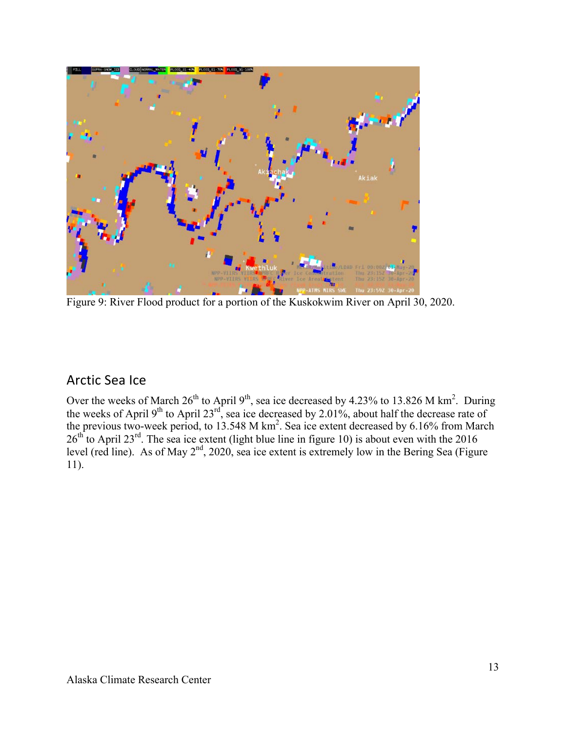Figure 9: River Flood product for a portion of the Kuskokwim River on April 30, 2020.

## Arctic Sea Ice

Over the weeks of March 26th to April 9th, sea ice decreased by 4.23% to 13.826 M $km^2$. During the weeks of April 9th to April 23rd, sea ice decreased by 2.01%, about half the decrease rate of the previous two-week period, to 13.548 M $km^2$. Sea ice extent decreased by 6.16% from March 26th to April 23rd. The sea ice extent (light blue line in figure 10) is about even with the 2016 level (red line). As of May 2nd, 2020, sea ice extent is extremely low in the Bering Sea (Figure 11).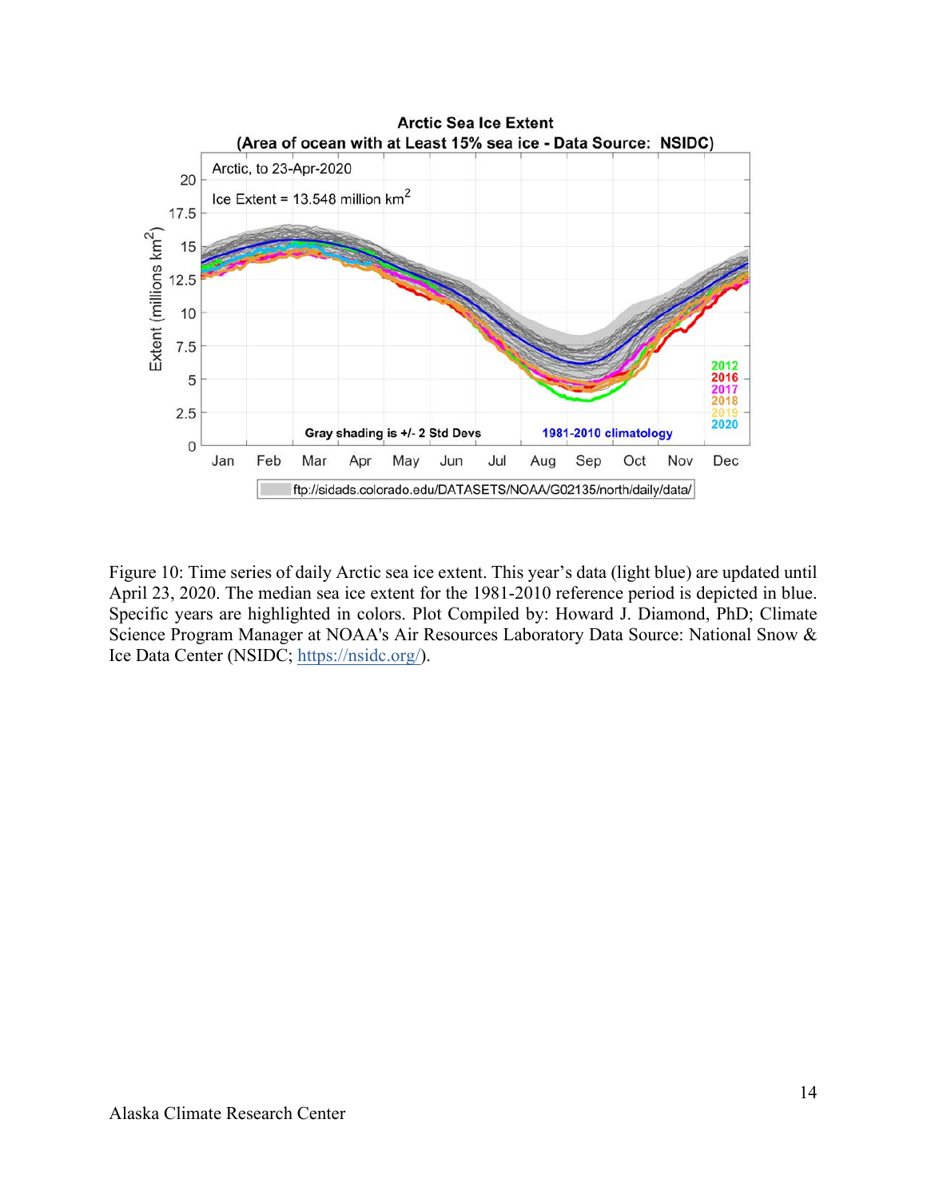Figure 10: Time series of daily Arctic sea ice extent. This year's data (light blue) are updated until April 23, 2020. The median sea ice extent for the 1981-2010 reference period is depicted in blue. Specific years are highlighted in colors. Plot Compiled by: Howard J. Diamond, PhD; Climate Science Program Manager at NOAA's Air Resources Laboratory Data Source: National Snow & Ice Data Center (NSIDC; https://nsidc.org/).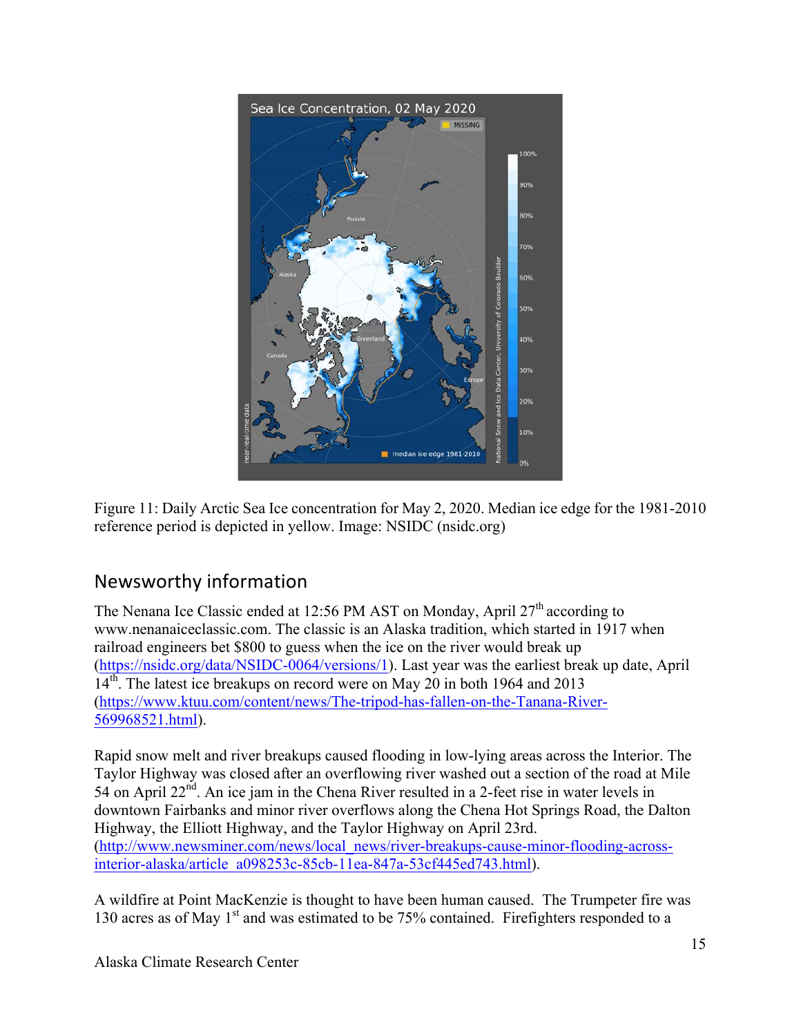Figure 11: Daily Arctic Sea Ice concentration for May 2, 2020. Median ice edge for the 1981-2010 reference period is depicted in yellow. Image: NSIDC (nsidc.org)

## Newsworthy information

The Nenana Ice Classic ended at 12:56 PM AST on Monday, April 27th according to www.nenanaiceclassic.com. The classic is an Alaska tradition, which started in 1917 when railroad engineers bet $800 to guess when the ice on the river would break up (https://nsidc.org/data/NSIDC-0064/versions/1). Last year was the earliest break up date, April 14th. The latest ice breakups on record were on May 20 in both 1964 and 2013 (https://www.ktuu.com/content/news/The-tripod-has-fallen-on-the-Tanana-River-569968521.html).

Rapid snow melt and river breakups caused flooding in low-lying areas across the Interior. The Taylor Highway was closed after an overflowing river washed out a section of the road at Mile 54 on April 22nd. An ice jam in the Chena River resulted in a 2-feet rise in water levels in downtown Fairbanks and minor river overflows along the Chena Hot Springs Road, the Dalton Highway, the Elliott Highway, and the Taylor Highway on April 23rd. (http://www.newsminer.com/news/local_news/river-breakups-cause-minor-flooding-across-interior-alaska/article_a098253c-85cb-11ea-847a-53cf445ed743.html).

A wildfire at Point MacKenzie is thought to have been human caused. The Trumpeter fire was 130 acres as of May 1st and was estimated to be 75% contained. Firefighters responded to a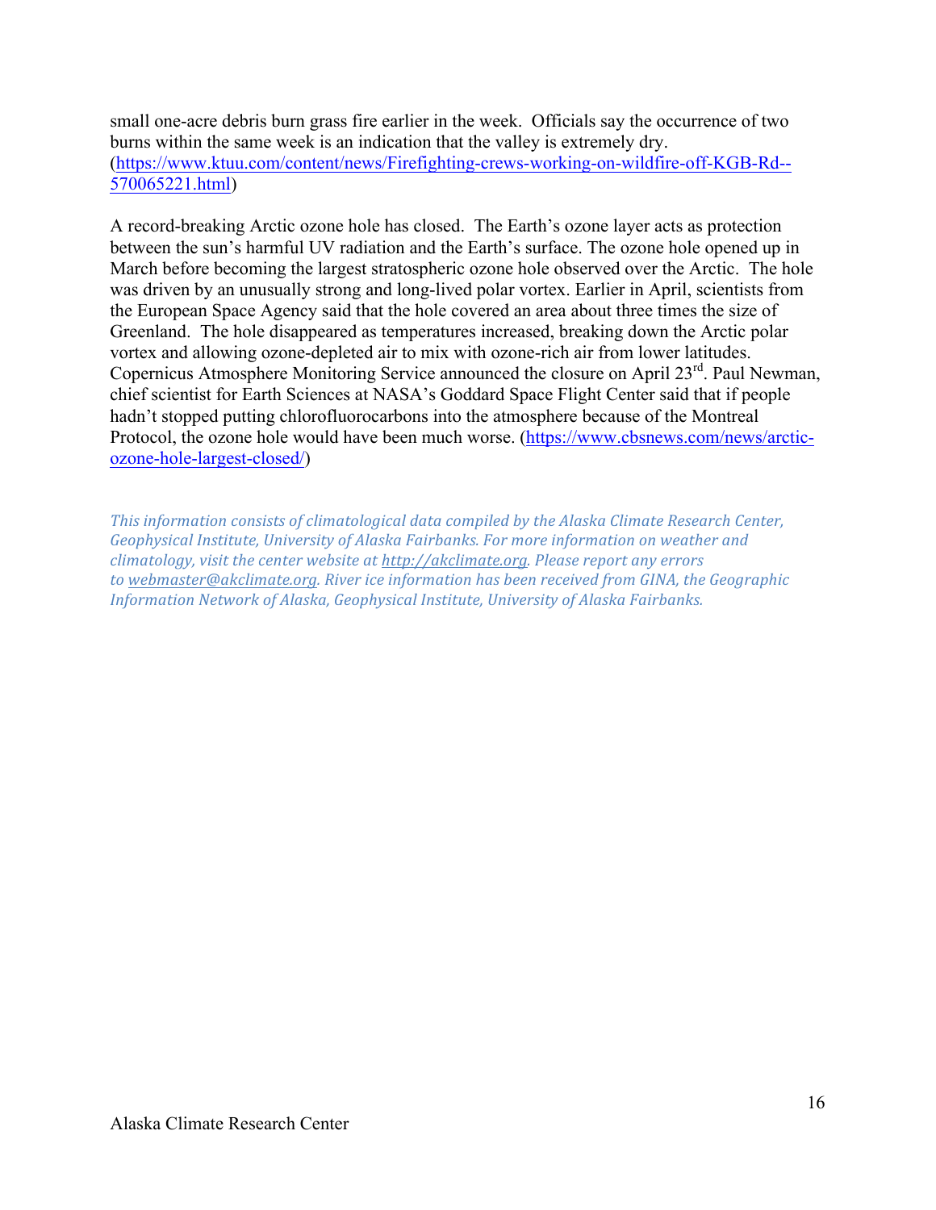small one-acre debris burn grass fire earlier in the week. Officials say the occurrence of two burns within the same week is an indication that the valley is extremely dry. (https://www.ktuu.com/content/news/Firefighting-crews-working-on-wildfire-off-KGB-Rd--570065221.html)

A record-breaking Arctic ozone hole has closed. The Earth's ozone layer acts as protection between the sun's harmful UV radiation and the Earth's surface. The ozone hole opened up in March before becoming the largest stratospheric ozone hole observed over the Arctic. The hole was driven by an unusually strong and long-lived polar vortex. Earlier in April, scientists from the European Space Agency said that the hole covered an area about three times the size of Greenland. The hole disappeared as temperatures increased, breaking down the Arctic polar vortex and allowing ozone-depleted air to mix with ozone-rich air from lower latitudes. Copernicus Atmosphere Monitoring Service announced the closure on April 23rd. Paul Newman, chief scientist for Earth Sciences at NASA's Goddard Space Flight Center said that if people hadn't stopped putting chlorofluorocarbons into the atmosphere because of the Montreal Protocol, the ozone hole would have been much worse. (https://www.cbsnews.com/news/arctic-ozone-hole-largest-closed/)

*This information consists of climatological data compiled by the Alaska Climate Research Center, Geophysical Institute, University of Alaska Fairbanks. For more information on weather and climatology, visit the center website at http://akclimate.org. Please report any errors to webmaster@akclimate.org. River ice information has been received from GINA, the Geographic Information Network of Alaska, Geophysical Institute, University of Alaska Fairbanks.*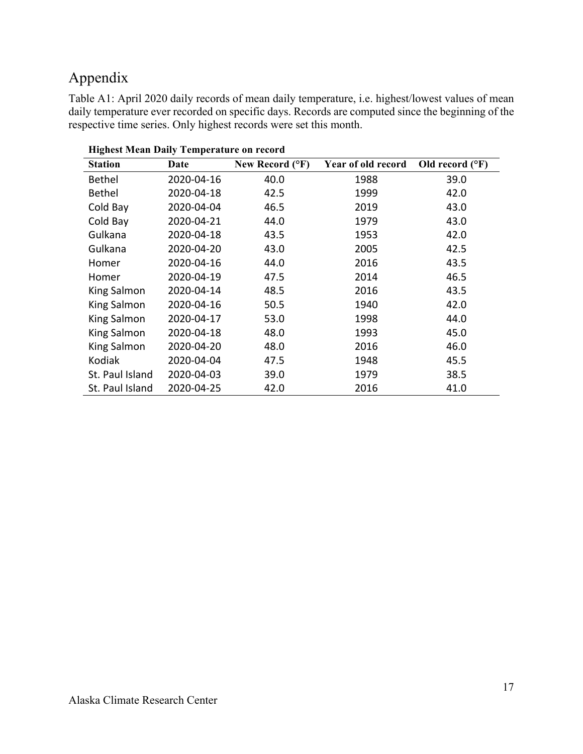# Appendix

Table A1: April 2020 daily records of mean daily temperature, i.e. highest/lowest values of mean daily temperature ever recorded on specific days. Records are computed since the beginning of the respective time series. Only highest records were set this month.

**Highest Mean Daily Temperature on record**

| Station | Date | New Record (°F) | Year of old record | Old record (°F) |
|---|---|---|---|---|
| Bethel | 2020-04-16 | 40.0 | 1988 | 39.0 |
| Bethel | 2020-04-18 | 42.5 | 1999 | 42.0 |
| Cold Bay | 2020-04-04 | 46.5 | 2019 | 43.0 |
| Cold Bay | 2020-04-21 | 44.0 | 1979 | 43.0 |
| Gulkana | 2020-04-18 | 43.5 | 1953 | 42.0 |
| Gulkana | 2020-04-20 | 43.0 | 2005 | 42.5 |
| Homer | 2020-04-16 | 44.0 | 2016 | 43.5 |
| Homer | 2020-04-19 | 47.5 | 2014 | 46.5 |
| King Salmon | 2020-04-14 | 48.5 | 2016 | 43.5 |
| King Salmon | 2020-04-16 | 50.5 | 1940 | 42.0 |
| King Salmon | 2020-04-17 | 53.0 | 1998 | 44.0 |
| King Salmon | 2020-04-18 | 48.0 | 1993 | 45.0 |
| King Salmon | 2020-04-20 | 48.0 | 2016 | 46.0 |
| Kodiak | 2020-04-04 | 47.5 | 1948 | 45.5 |
| St. Paul Island | 2020-04-03 | 39.0 | 1979 | 38.5 |
| St. Paul Island | 2020-04-25 | 42.0 | 2016 | 41.0 |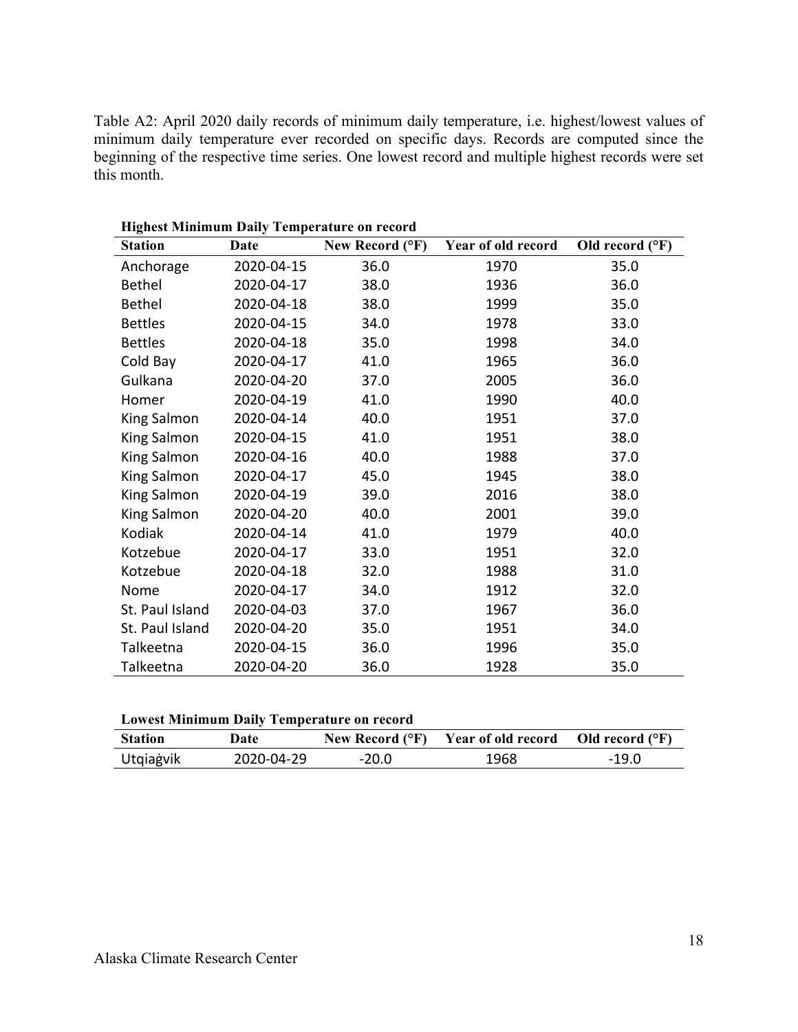Table A2: April 2020 daily records of minimum daily temperature, i.e. highest/lowest values of minimum daily temperature ever recorded on specific days. Records are computed since the beginning of the respective time series. One lowest record and multiple highest records were set this month.

**Highest Minimum Daily Temperature on record**

| Station | Date | New Record (°F) | Year of old record | Old record (°F) |
|---|---|---|---|---|
| Anchorage | 2020-04-15 | 36.0 | 1970 | 35.0 |
| Bethel | 2020-04-17 | 38.0 | 1936 | 36.0 |
| Bethel | 2020-04-18 | 38.0 | 1999 | 35.0 |
| Bettles | 2020-04-15 | 34.0 | 1978 | 33.0 |
| Bettles | 2020-04-18 | 35.0 | 1998 | 34.0 |
| Cold Bay | 2020-04-17 | 41.0 | 1965 | 36.0 |
| Gulkana | 2020-04-20 | 37.0 | 2005 | 36.0 |
| Homer | 2020-04-19 | 41.0 | 1990 | 40.0 |
| King Salmon | 2020-04-14 | 40.0 | 1951 | 37.0 |
| King Salmon | 2020-04-15 | 41.0 | 1951 | 38.0 |
| King Salmon | 2020-04-16 | 40.0 | 1988 | 37.0 |
| King Salmon | 2020-04-17 | 45.0 | 1945 | 38.0 |
| King Salmon | 2020-04-19 | 39.0 | 2016 | 38.0 |
| King Salmon | 2020-04-20 | 40.0 | 2001 | 39.0 |
| Kodiak | 2020-04-14 | 41.0 | 1979 | 40.0 |
| Kotzebue | 2020-04-17 | 33.0 | 1951 | 32.0 |
| Kotzebue | 2020-04-18 | 32.0 | 1988 | 31.0 |
| Nome | 2020-04-17 | 34.0 | 1912 | 32.0 |
| St. Paul Island | 2020-04-03 | 37.0 | 1967 | 36.0 |
| St. Paul Island | 2020-04-20 | 35.0 | 1951 | 34.0 |
| Talkeetna | 2020-04-15 | 36.0 | 1996 | 35.0 |
| Talkeetna | 2020-04-20 | 36.0 | 1928 | 35.0 |

**Lowest Minimum Daily Temperature on record**

| Station | Date | New Record (°F) | Year of old record | Old record (°F) |
|---|---|---|---|---|
| Utqiaġvik | 2020-04-29 | -20.0 | 1968 | -19.0 |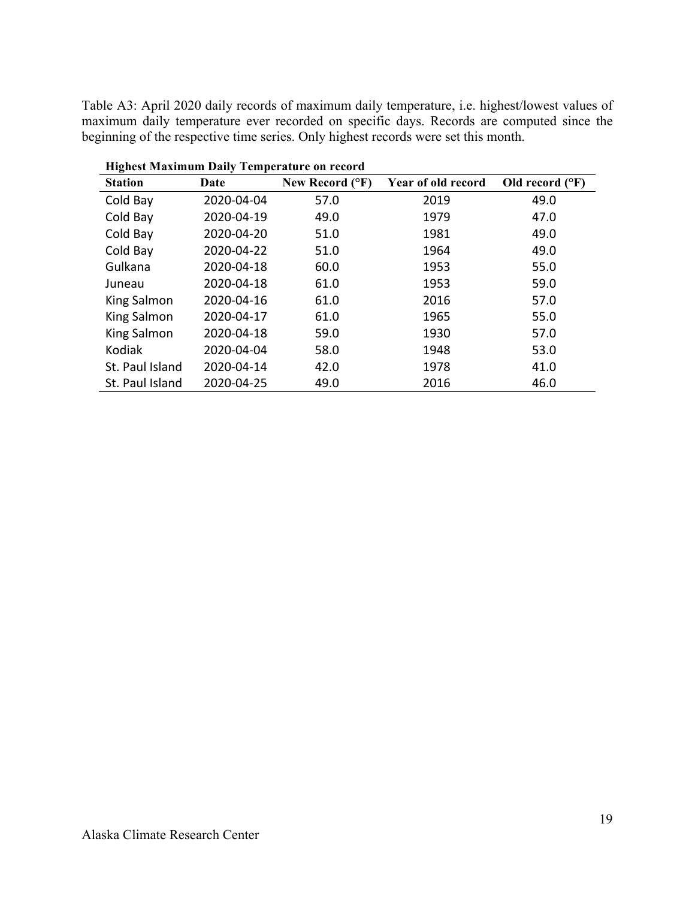Table A3: April 2020 daily records of maximum daily temperature, i.e. highest/lowest values of maximum daily temperature ever recorded on specific days. Records are computed since the beginning of the respective time series. Only highest records were set this month.

**Highest Maximum Daily Temperature on record**

| Station | Date | New Record (°F) | Year of old record | Old record (°F) |
|---|---|---|---|---|
| Cold Bay | 2020-04-04 | 57.0 | 2019 | 49.0 |
| Cold Bay | 2020-04-19 | 49.0 | 1979 | 47.0 |
| Cold Bay | 2020-04-20 | 51.0 | 1981 | 49.0 |
| Cold Bay | 2020-04-22 | 51.0 | 1964 | 49.0 |
| Gulkana | 2020-04-18 | 60.0 | 1953 | 55.0 |
| Juneau | 2020-04-18 | 61.0 | 1953 | 59.0 |
| King Salmon | 2020-04-16 | 61.0 | 2016 | 57.0 |
| King Salmon | 2020-04-17 | 61.0 | 1965 | 55.0 |
| King Salmon | 2020-04-18 | 59.0 | 1930 | 57.0 |
| Kodiak | 2020-04-04 | 58.0 | 1948 | 53.0 |
| St. Paul Island | 2020-04-14 | 42.0 | 1978 | 41.0 |
| St. Paul Island | 2020-04-25 | 49.0 | 2016 | 46.0 |